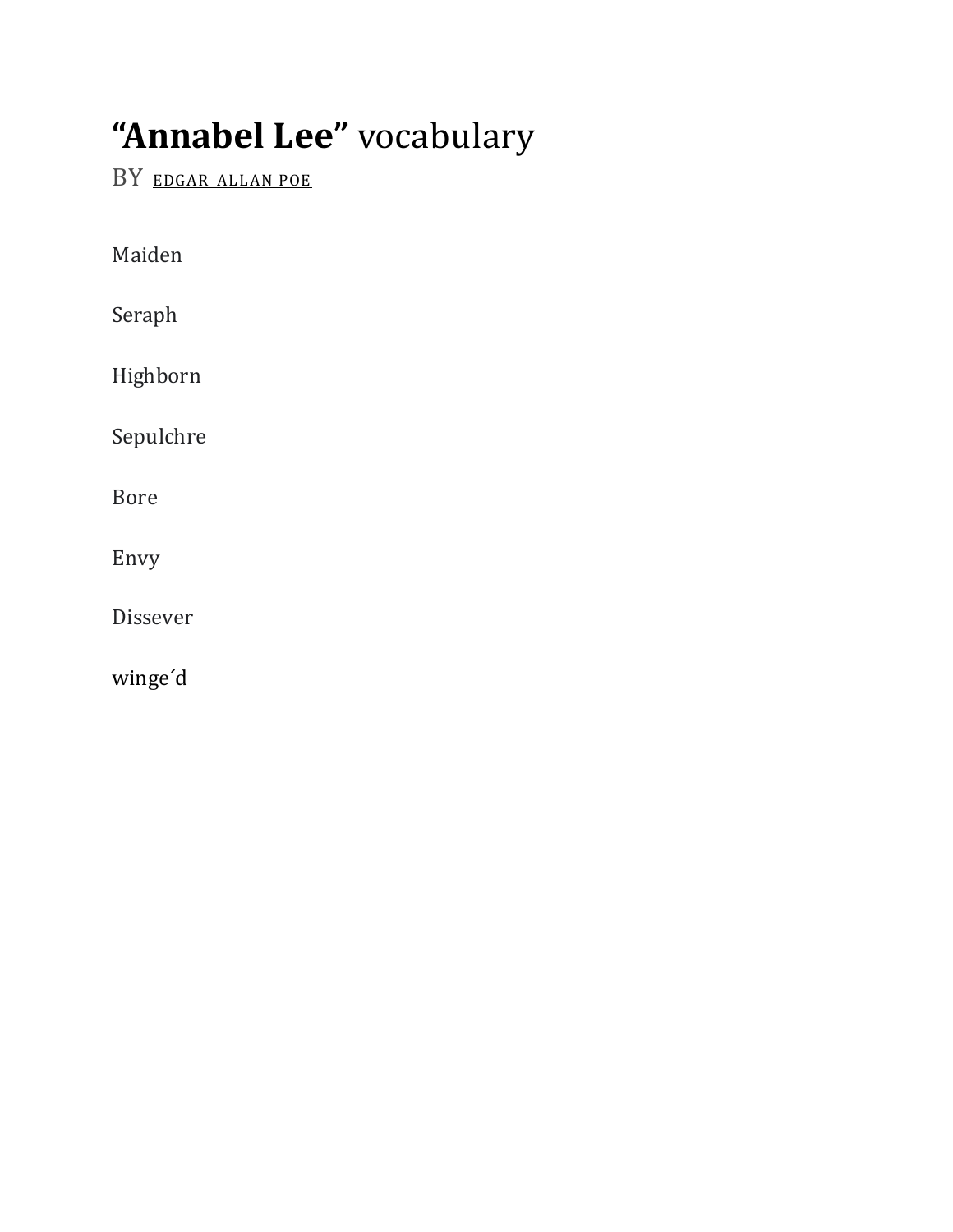# "Annabel Lee" vocabulary

BY EDGAR ALLAN POE

Maiden

Seraph

Highborn

Sepulchre

Bore

Envy

Dissever

winge´d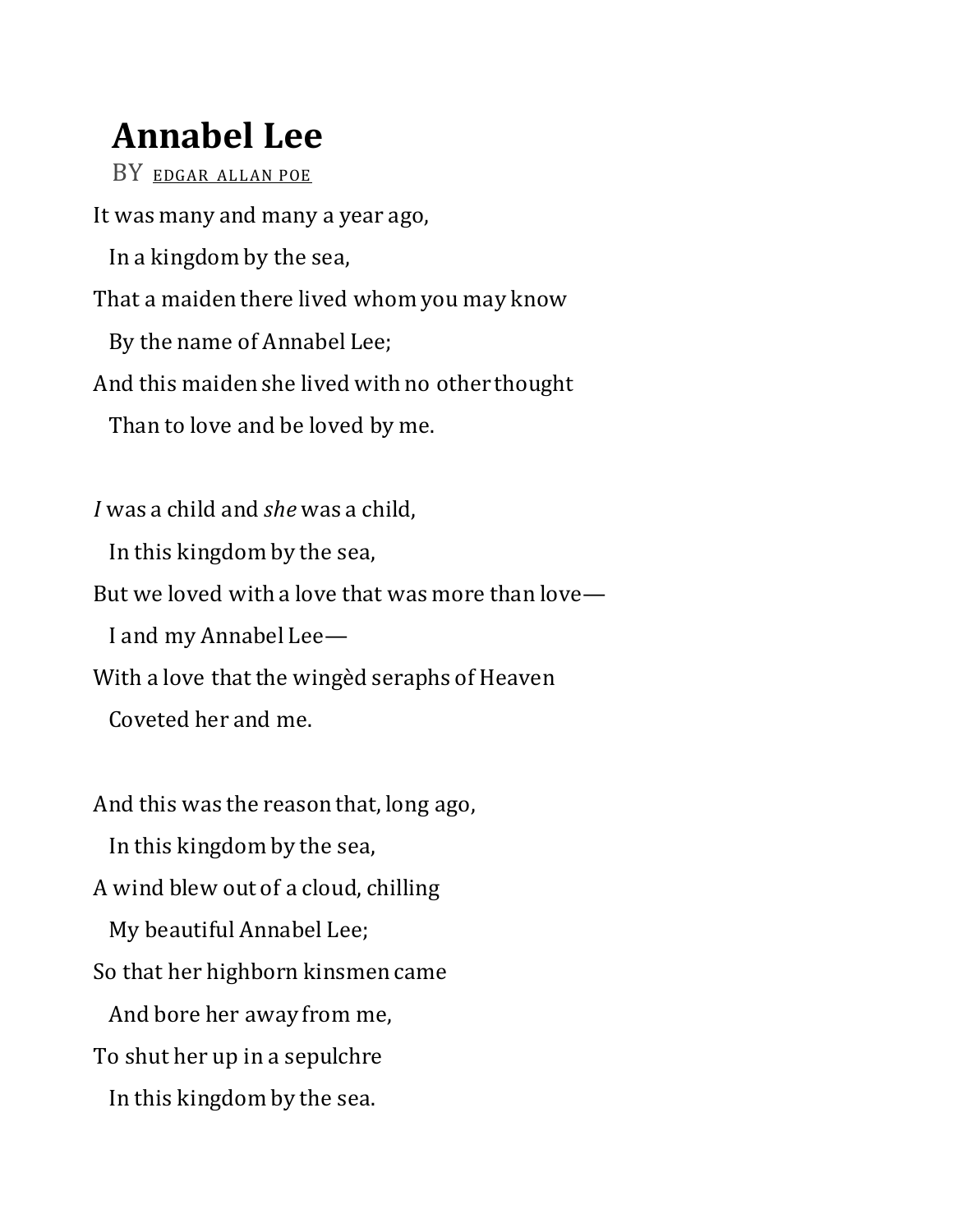# Annabel Lee

BY EDGAR ALLAN POE

It was many and many a year ago,  
  In a kingdom by the sea,  
That a maiden there lived whom you may know  
  By the name of Annabel Lee;  
And this maiden she lived with no other thought  
  Than to love and be loved by me.

*I* was a child and *she* was a child,  
  In this kingdom by the sea,  
But we loved with a love that was more than love—  
  I and my Annabel Lee—  
With a love that the wingèd seraphs of Heaven  
  Coveted her and me.

And this was the reason that, long ago,  
  In this kingdom by the sea,  
A wind blew out of a cloud, chilling  
  My beautiful Annabel Lee;  
So that her highborn kinsmen came  
  And bore her away from me,  
To shut her up in a sepulchre  
  In this kingdom by the sea.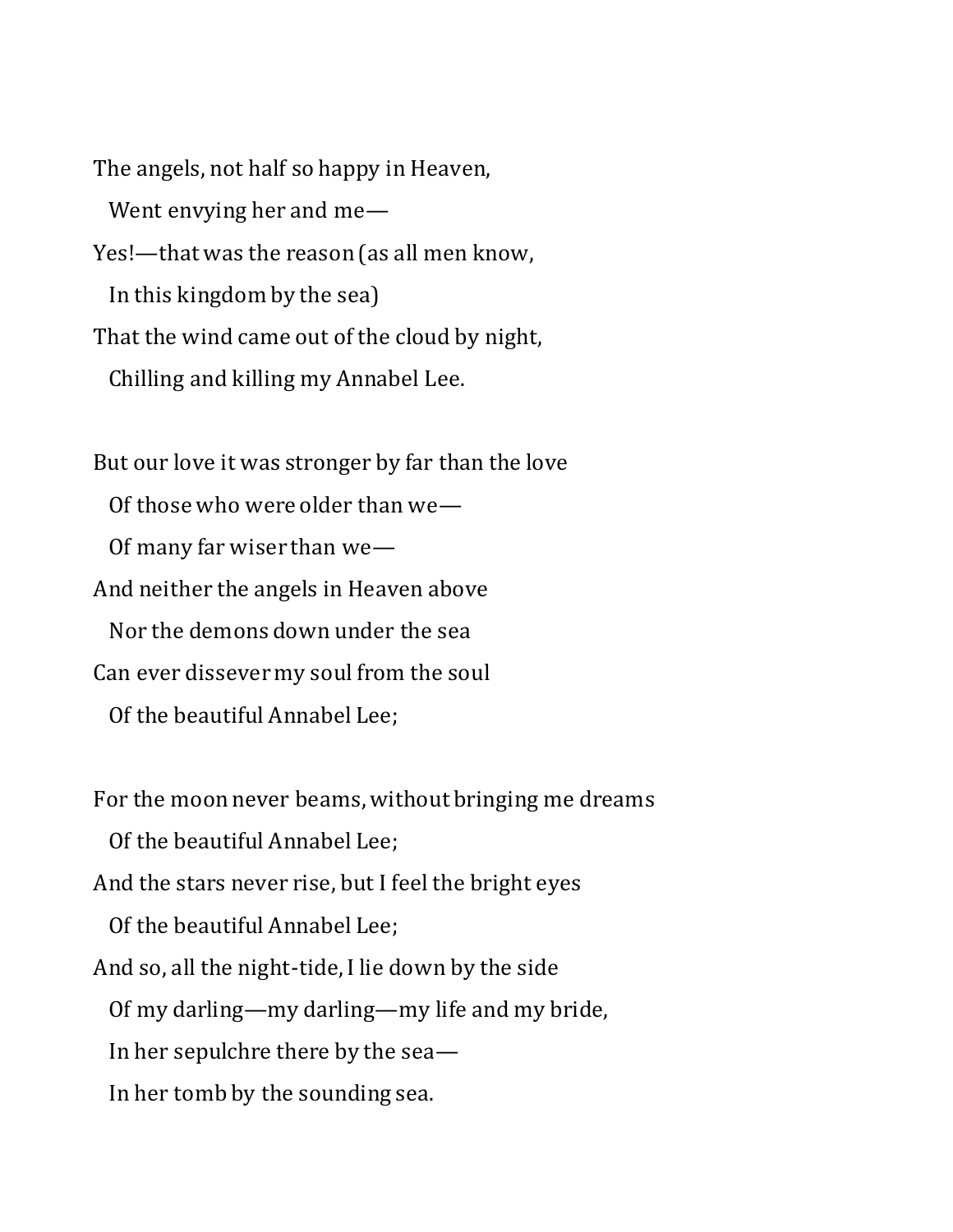The angels, not half so happy in Heaven,  
   Went envying her and me—  
Yes!—that was the reason (as all men know,  
   In this kingdom by the sea)  
That the wind came out of the cloud by night,  
   Chilling and killing my Annabel Lee.

But our love it was stronger by far than the love  
   Of those who were older than we—  
   Of many far wiser than we—  
And neither the angels in Heaven above  
   Nor the demons down under the sea  
Can ever dissever my soul from the soul  
   Of the beautiful Annabel Lee;

For the moon never beams, without bringing me dreams  
   Of the beautiful Annabel Lee;  
And the stars never rise, but I feel the bright eyes  
   Of the beautiful Annabel Lee;  
And so, all the night-tide, I lie down by the side  
   Of my darling—my darling—my life and my bride,  
   In her sepulchre there by the sea—  
   In her tomb by the sounding sea.